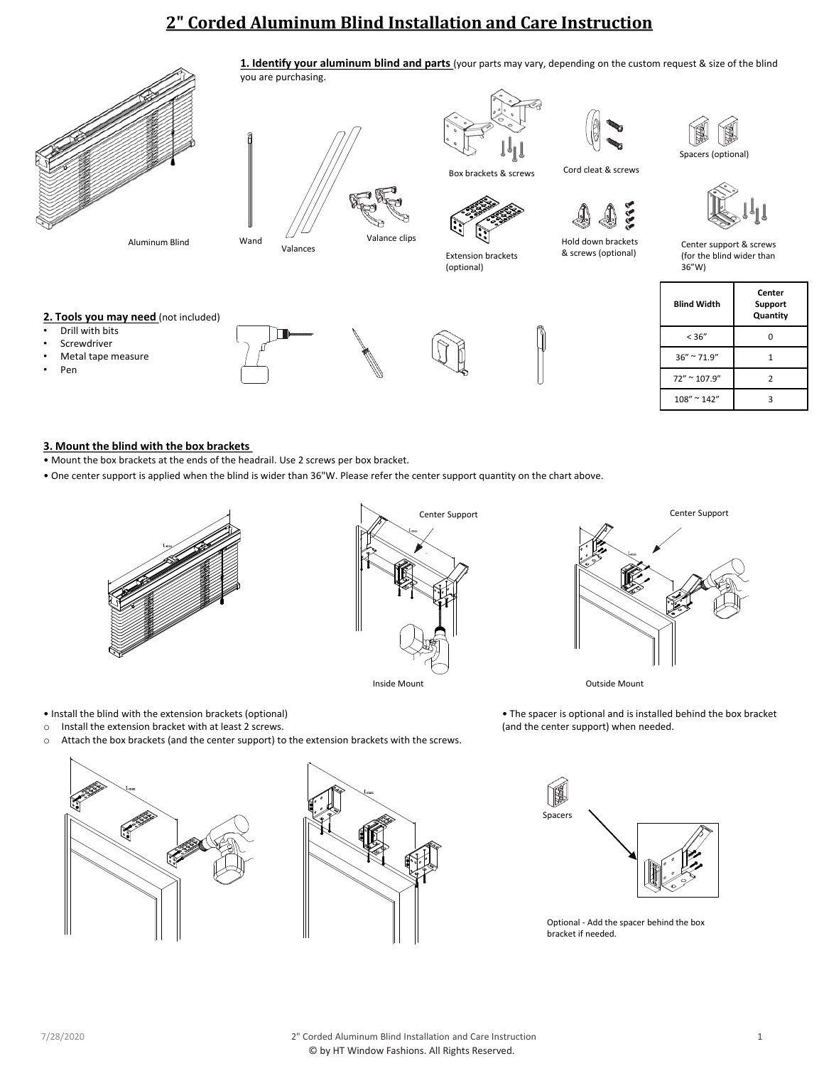# 2" Corded Aluminum Blind Installation and Care Instruction

**1. Identify your aluminum blind and parts** (your parts may vary, depending on the custom request & size of the blind you are purchasing.

Aluminum Blind

Wand

Valances

Valance clips

Box brackets & screws

Extension brackets (optional)

Cord cleat & screws

Hold down brackets & screws (optional)

Spacers (optional)

Center support & screws (for the blind wider than 36"W)

| Blind Width | Center Support Quantity |
|---|---|
| < 36" | 0 |
| 36" ~ 71.9" | 1 |
| 72" ~ 107.9" | 2 |
| 108" ~ 142" | 3 |

**2. Tools you may need** (not included)

- Drill with bits
- Screwdriver
- Metal tape measure
- Pen

**3. Mount the blind with the box brackets**

- Mount the box brackets at the ends of the headrail. Use 2 screws per box bracket.
- One center support is applied when the blind is wider than 36"W. Please refer the center support quantity on the chart above.

Center Support

Inside Mount

Center Support

Outside Mount

- Install the blind with the extension brackets (optional)
  - Install the extension bracket with at least 2 screws.
  - Attach the box brackets (and the center support) to the extension brackets with the screws.

- The spacer is optional and is installed behind the box bracket (and the center support) when needed.

Spacers

Optional - Add the spacer behind the box bracket if needed.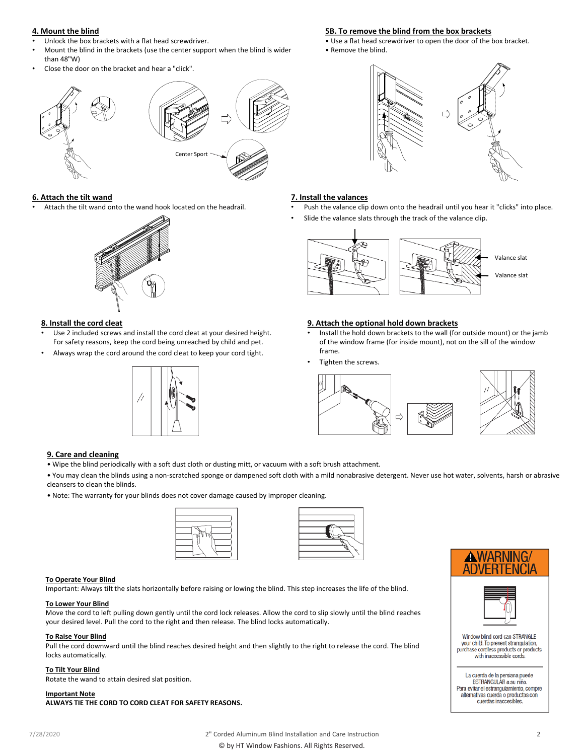## 4. Mount the blind

- Unlock the box brackets with a flat head screwdriver.
- Mount the blind in the brackets (use the center support when the blind is wider than 48"W)
- Close the door on the bracket and hear a "click".

Center Sport

## 5B. To remove the blind from the box brackets

- Use a flat head screwdriver to open the door of the box bracket.
- Remove the blind.

## 6. Attach the tilt wand

- Attach the tilt wand onto the wand hook located on the headrail.

## 7. Install the valances

- Push the valance clip down onto the headrail until you hear it "clicks" into place.
- Slide the valance slats through the track of the valance clip.

Valance slat

Valance slat

## 8. Install the cord cleat

- Use 2 included screws and install the cord cleat at your desired height. For safety reasons, keep the cord being unreached by child and pet.
- Always wrap the cord around the cord cleat to keep your cord tight.

## 9. Attach the optional hold down brackets

- Install the hold down brackets to the wall (for outside mount) or the jamb of the window frame (for inside mount), not on the sill of the window frame.
- Tighten the screws.

## 9. Care and cleaning

- Wipe the blind periodically with a soft dust cloth or dusting mitt, or vacuum with a soft brush attachment.
- You may clean the blinds using a non-scratched sponge or dampened soft cloth with a mild nonabrasive detergent. Never use hot water, solvents, harsh or abrasive cleansers to clean the blinds.
- Note: The warranty for your blinds does not cover damage caused by improper cleaning.

### To Operate Your Blind

Important: Always tilt the slats horizontally before raising or lowing the blind. This step increases the life of the blind.

### To Lower Your Blind

Move the cord to left pulling down gently until the cord lock releases. Allow the cord to slip slowly until the blind reaches your desired level. Pull the cord to the right and then release. The blind locks automatically.

### To Raise Your Blind

Pull the cord downward until the blind reaches desired height and then slightly to the right to release the cord. The blind locks automatically.

### To Tilt Your Blind

Rotate the wand to attain desired slat position.

### Important Note

**ALWAYS TIE THE CORD TO CORD CLEAT FOR SAFETY REASONS.**

**⚠WARNING/ ADVERTENCIA**

Window blind cord can STRANGLE your child. To prevent strangulation, purchase cordless products or products with inaccessible cords.

La cuerda de la persiana puede ESTRANGULAR a su niño. Para evitar el estrangulamiento, compre alternativas cuerda o productos con cuerdas inaccesibles.

© by HT Window Fashions. All Rights Reserved.